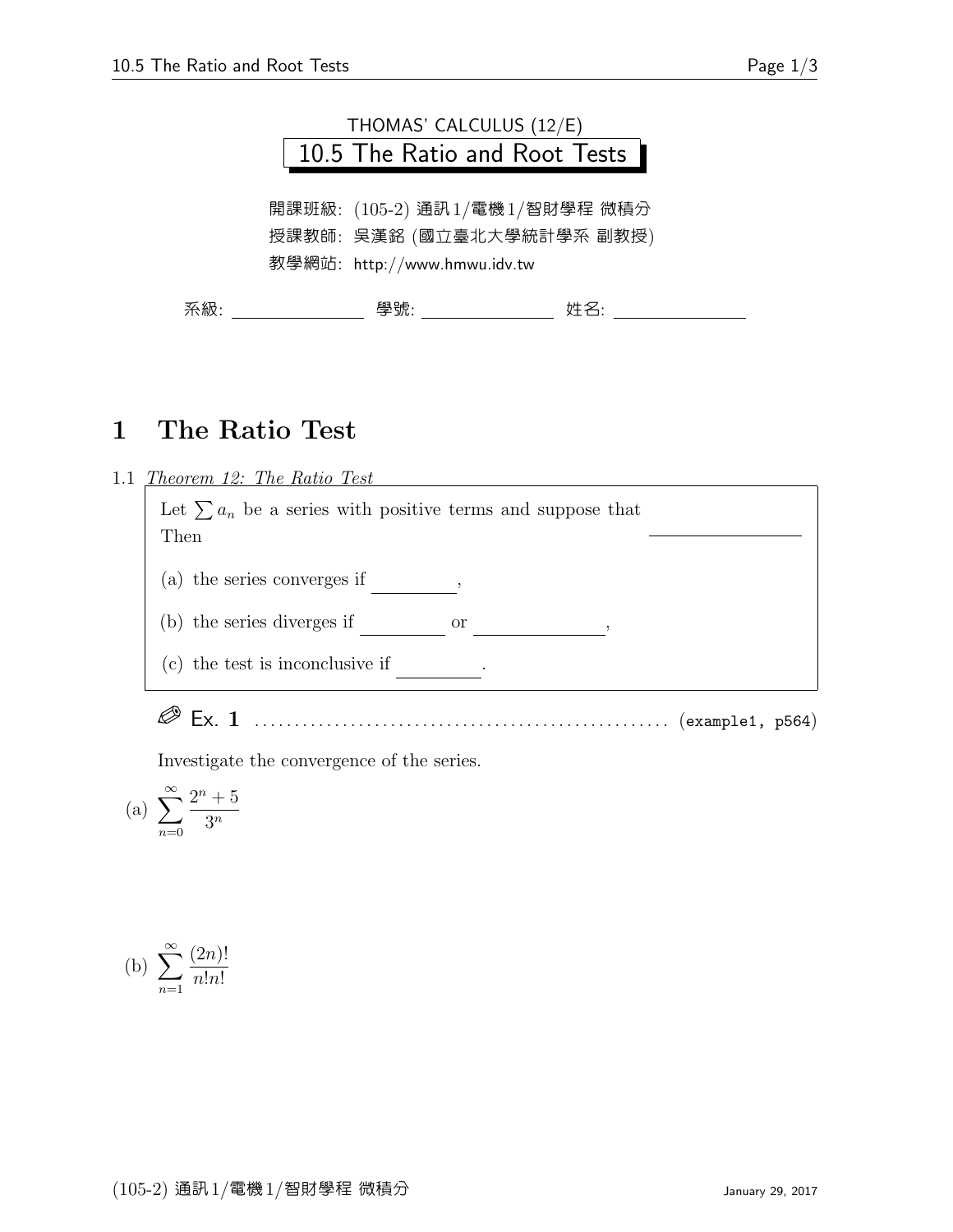THOMAS' CALCULUS (12/E)

# 10.5 The Ratio and Root Tests

開課班級: (105-2) 通訊1/電機1/智財學程 微積分
授課教師: 吳漢銘 (國立臺北大學統計學系 副教授)
教學網站: http://www.hmwu.idv.tw

系級: ______________ 學號: ______________ 姓名: ______________

## 1 The Ratio Test

1.1 *Theorem 12: The Ratio Test*

> Let $\sum a_n$ be a series with positive terms and suppose that ______________
> Then
>
> (a) the series converges if ________,
>
> (b) the series diverges if ________ or ____________,
>
> (c) the test is inconclusive if ________.

✎ Ex. 1 .................................................. (example1, p564)

Investigate the convergence of the series.

(a) $\displaystyle\sum_{n=0}^{\infty} \frac{2^n + 5}{3^n}$

(b) $\displaystyle\sum_{n=1}^{\infty} \frac{(2n)!}{n!n!}$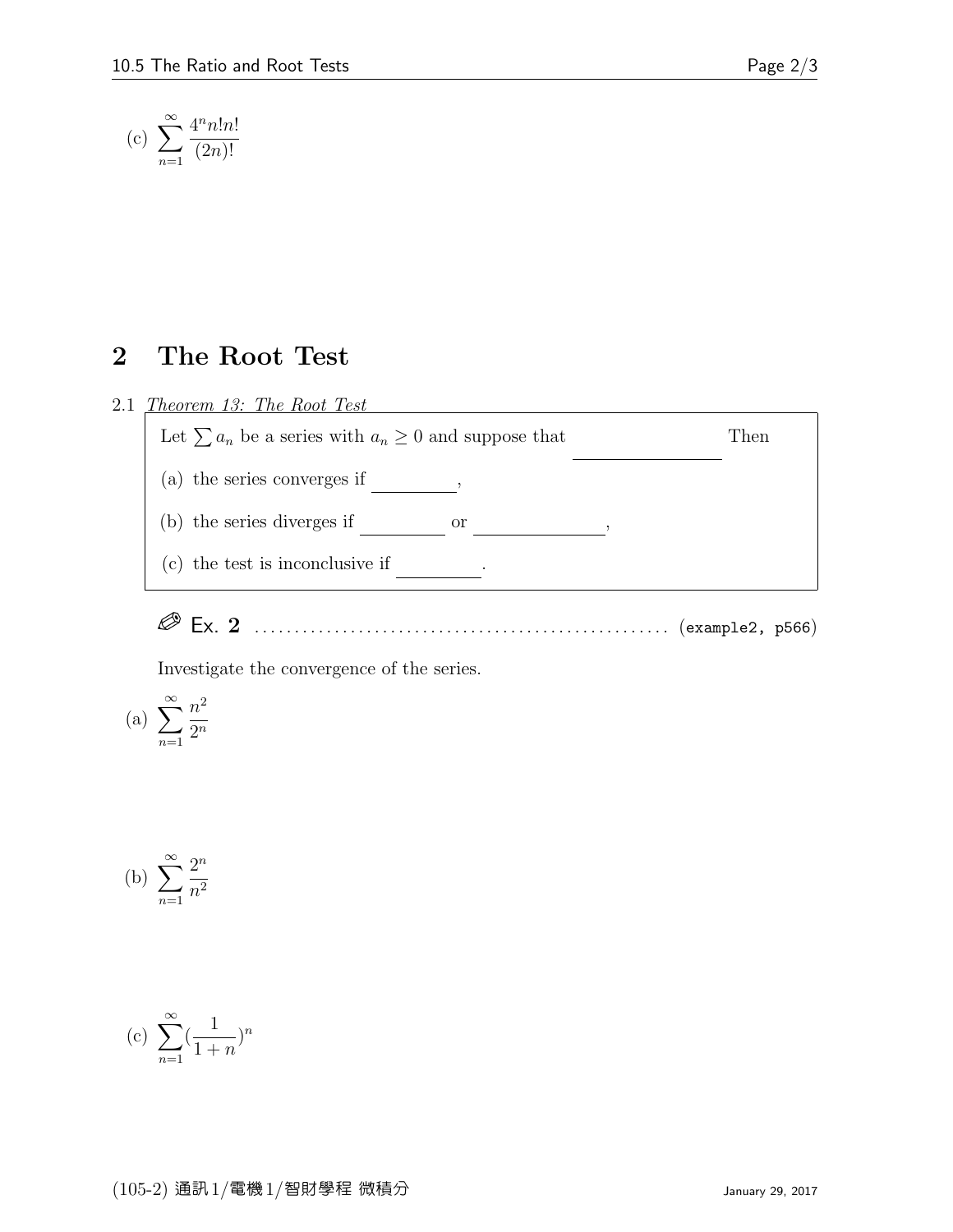(c) $\displaystyle\sum_{n=1}^{\infty} \frac{4^n n! n!}{(2n)!}$

## 2 The Root Test

2.1 *Theorem 13: The Root Test*

> Let $\sum a_n$ be a series with $a_n \geq 0$ and suppose that \_\_\_\_\_\_\_\_\_\_\_\_\_\_\_\_ Then
>
> (a) the series converges if \_\_\_\_\_\_\_\_\_,
>
> (b) the series diverges if \_\_\_\_\_\_\_\_\_ or \_\_\_\_\_\_\_\_\_\_\_\_\_,
>
> (c) the test is inconclusive if \_\_\_\_\_\_\_\_\_.

✎ Ex. **2** ................................................... (example2, p566)

Investigate the convergence of the series.

(a) $\displaystyle\sum_{n=1}^{\infty} \frac{n^2}{2^n}$

(b) $\displaystyle\sum_{n=1}^{\infty} \frac{2^n}{n^2}$

(c) $\displaystyle\sum_{n=1}^{\infty} \left(\frac{1}{1+n}\right)^n$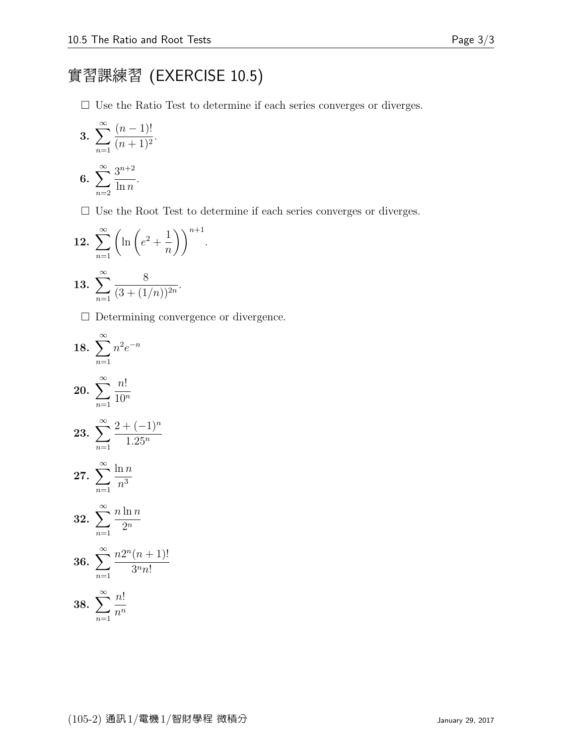## 實習課練習 (EXERCISE 10.5)

□ Use the Ratio Test to determine if each series converges or diverges.

**3.** $\displaystyle\sum_{n=1}^{\infty} \frac{(n-1)!}{(n+1)^2}$.

**6.** $\displaystyle\sum_{n=2}^{\infty} \frac{3^{n+2}}{\ln n}$.

□ Use the Root Test to determine if each series converges or diverges.

**12.** $\displaystyle\sum_{n=1}^{\infty} \left(\ln\left(e^2 + \frac{1}{n}\right)\right)^{n+1}$.

**13.** $\displaystyle\sum_{n=1}^{\infty} \frac{8}{(3+(1/n))^{2n}}$.

□ Determining convergence or divergence.

**18.** $\displaystyle\sum_{n=1}^{\infty} n^2 e^{-n}$

**20.** $\displaystyle\sum_{n=1}^{\infty} \frac{n!}{10^n}$

**23.** $\displaystyle\sum_{n=1}^{\infty} \frac{2+(-1)^n}{1.25^n}$

**27.** $\displaystyle\sum_{n=1}^{\infty} \frac{\ln n}{n^3}$

**32.** $\displaystyle\sum_{n=1}^{\infty} \frac{n \ln n}{2^n}$

**36.** $\displaystyle\sum_{n=1}^{\infty} \frac{n 2^n (n+1)!}{3^n n!}$

**38.** $\displaystyle\sum_{n=1}^{\infty} \frac{n!}{n^n}$